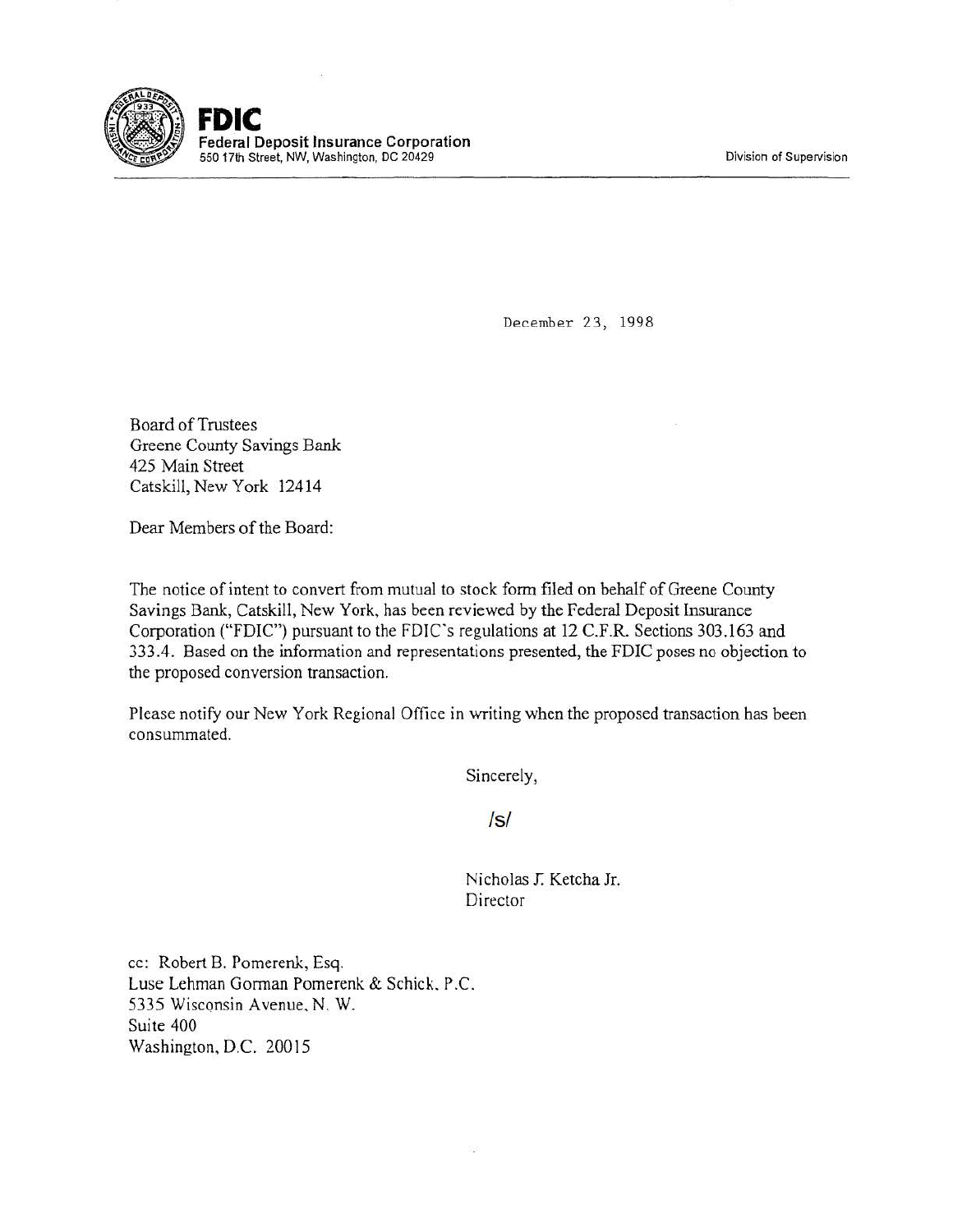**FDIC**
**Federal Deposit Insurance Corporation**
550 17th Street, NW, Washington, DC 20429

Division of Supervision

December 23, 1998

Board of Trustees
Greene County Savings Bank
425 Main Street
Catskill, New York 12414

Dear Members of the Board:

The notice of intent to convert from mutual to stock form filed on behalf of Greene County Savings Bank, Catskill, New York, has been reviewed by the Federal Deposit Insurance Corporation ("FDIC") pursuant to the FDIC's regulations at 12 C.F.R. Sections 303.163 and 333.4. Based on the information and representations presented, the FDIC poses no objection to the proposed conversion transaction.

Please notify our New York Regional Office in writing when the proposed transaction has been consummated.

Sincerely,

/s/

Nicholas J. Ketcha Jr.
Director

cc: Robert B. Pomerenk, Esq.
Luse Lehman Gorman Pomerenk & Schick, P.C.
5335 Wisconsin Avenue, N. W.
Suite 400
Washington, D.C. 20015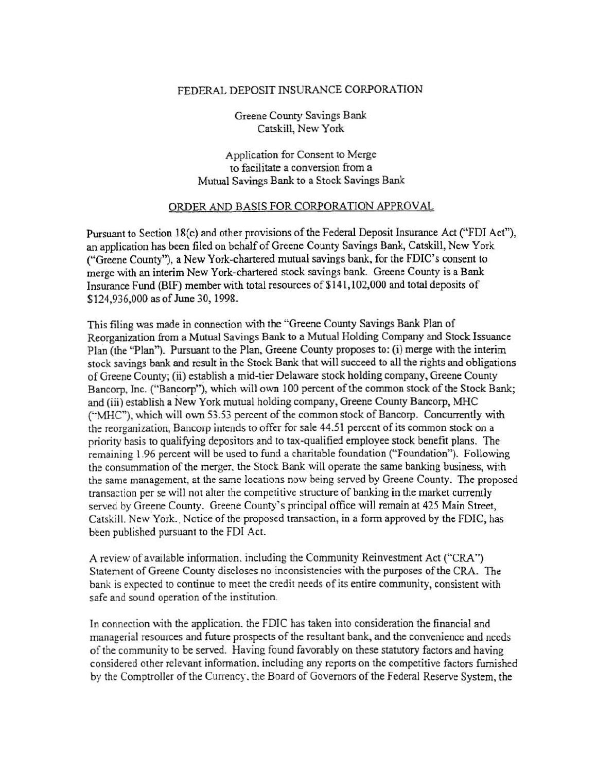FEDERAL DEPOSIT INSURANCE CORPORATION

Greene County Savings Bank
Catskill, New York

Application for Consent to Merge
to facilitate a conversion from a
Mutual Savings Bank to a Stock Savings Bank

ORDER AND BASIS FOR CORPORATION APPROVAL

Pursuant to Section 18(c) and other provisions of the Federal Deposit Insurance Act ("FDI Act"), an application has been filed on behalf of Greene County Savings Bank, Catskill, New York ("Greene County"), a New York-chartered mutual savings bank, for the FDIC's consent to merge with an interim New York-chartered stock savings bank. Greene County is a Bank Insurance Fund (BIF) member with total resources of $141,102,000 and total deposits of $124,936,000 as of June 30, 1998.

This filing was made in connection with the "Greene County Savings Bank Plan of Reorganization from a Mutual Savings Bank to a Mutual Holding Company and Stock Issuance Plan (the "Plan"). Pursuant to the Plan, Greene County proposes to: (i) merge with the interim stock savings bank and result in the Stock Bank that will succeed to all the rights and obligations of Greene County; (ii) establish a mid-tier Delaware stock holding company, Greene County Bancorp, Inc. ("Bancorp"), which will own 100 percent of the common stock of the Stock Bank; and (iii) establish a New York mutual holding company, Greene County Bancorp, MHC ("MHC"), which will own 53.53 percent of the common stock of Bancorp. Concurrently with the reorganization, Bancorp intends to offer for sale 44.51 percent of its common stock on a priority basis to qualifying depositors and to tax-qualified employee stock benefit plans. The remaining 1.96 percent will be used to fund a charitable foundation ("Foundation"). Following the consummation of the merger, the Stock Bank will operate the same banking business, with the same management, at the same locations now being served by Greene County. The proposed transaction per se will not alter the competitive structure of banking in the market currently served by Greene County. Greene County's principal office will remain at 425 Main Street, Catskill, New York. Notice of the proposed transaction, in a form approved by the FDIC, has been published pursuant to the FDI Act.

A review of available information, including the Community Reinvestment Act ("CRA") Statement of Greene County discloses no inconsistencies with the purposes of the CRA. The bank is expected to continue to meet the credit needs of its entire community, consistent with safe and sound operation of the institution.

In connection with the application, the FDIC has taken into consideration the financial and managerial resources and future prospects of the resultant bank, and the convenience and needs of the community to be served. Having found favorably on these statutory factors and having considered other relevant information, including any reports on the competitive factors furnished by the Comptroller of the Currency, the Board of Governors of the Federal Reserve System, the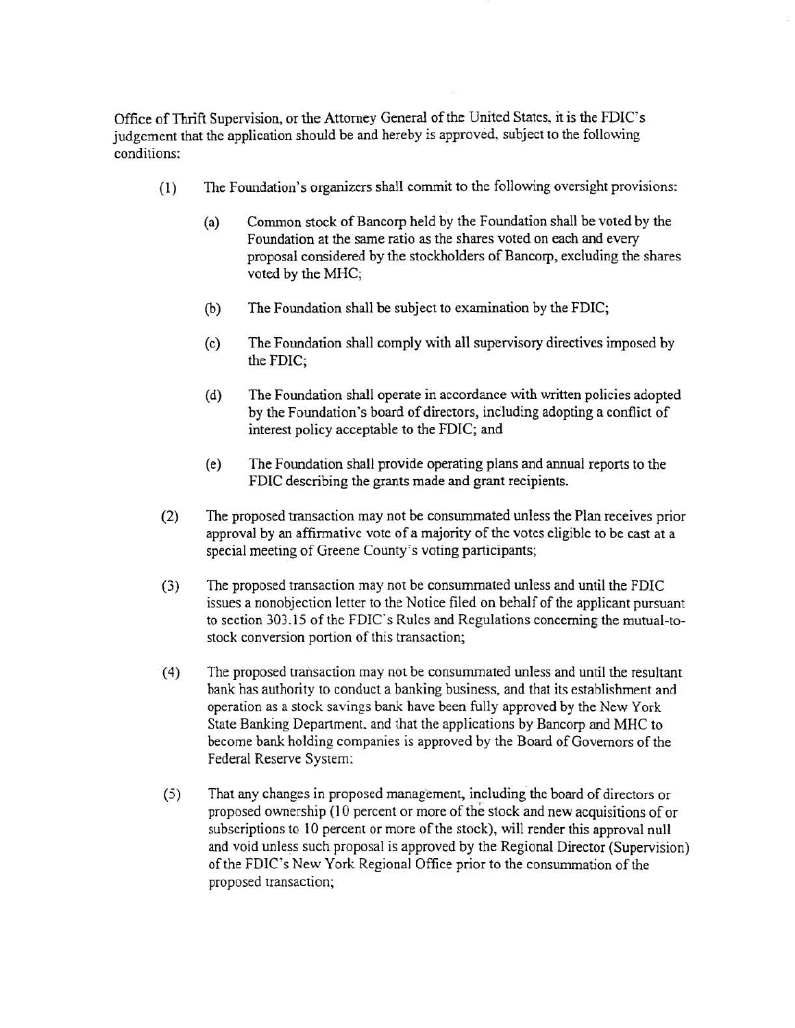Office of Thrift Supervision, or the Attorney General of the United States, it is the FDIC's judgement that the application should be and hereby is approved, subject to the following conditions:

(1) The Foundation's organizers shall commit to the following oversight provisions:

   (a) Common stock of Bancorp held by the Foundation shall be voted by the Foundation at the same ratio as the shares voted on each and every proposal considered by the stockholders of Bancorp, excluding the shares voted by the MHC;

   (b) The Foundation shall be subject to examination by the FDIC;

   (c) The Foundation shall comply with all supervisory directives imposed by the FDIC;

   (d) The Foundation shall operate in accordance with written policies adopted by the Foundation's board of directors, including adopting a conflict of interest policy acceptable to the FDIC; and

   (e) The Foundation shall provide operating plans and annual reports to the FDIC describing the grants made and grant recipients.

(2) The proposed transaction may not be consummated unless the Plan receives prior approval by an affirmative vote of a majority of the votes eligible to be cast at a special meeting of Greene County's voting participants;

(3) The proposed transaction may not be consummated unless and until the FDIC issues a nonobjection letter to the Notice filed on behalf of the applicant pursuant to section 303.15 of the FDIC's Rules and Regulations concerning the mutual-to-stock conversion portion of this transaction;

(4) The proposed transaction may not be consummated unless and until the resultant bank has authority to conduct a banking business, and that its establishment and operation as a stock savings bank have been fully approved by the New York State Banking Department, and that the applications by Bancorp and MHC to become bank holding companies is approved by the Board of Governors of the Federal Reserve System;

(5) That any changes in proposed management, including the board of directors or proposed ownership (10 percent or more of the stock and new acquisitions of or subscriptions to 10 percent or more of the stock), will render this approval null and void unless such proposal is approved by the Regional Director (Supervision) of the FDIC's New York Regional Office prior to the consummation of the proposed transaction;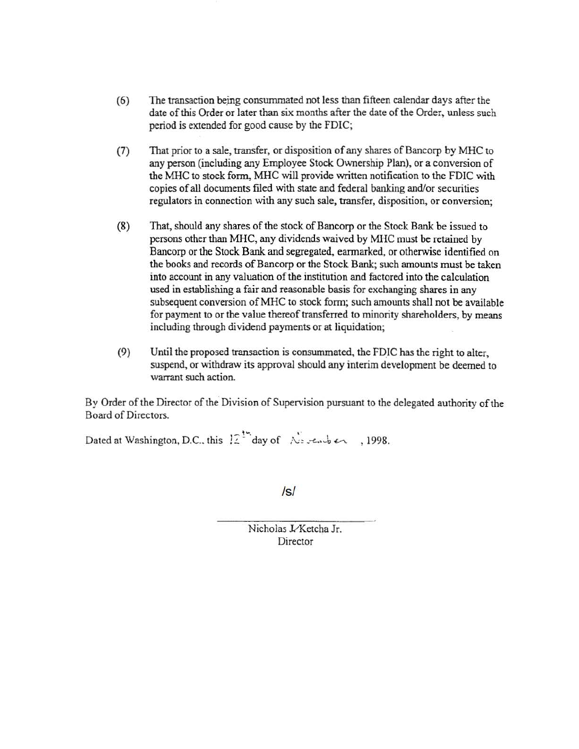(6) The transaction being consummated not less than fifteen calendar days after the date of this Order or later than six months after the date of the Order, unless such period is extended for good cause by the FDIC;

(7) That prior to a sale, transfer, or disposition of any shares of Bancorp by MHC to any person (including any Employee Stock Ownership Plan), or a conversion of the MHC to stock form, MHC will provide written notification to the FDIC with copies of all documents filed with state and federal banking and/or securities regulators in connection with any such sale, transfer, disposition, or conversion;

(8) That, should any shares of the stock of Bancorp or the Stock Bank be issued to persons other than MHC, any dividends waived by MHC must be retained by Bancorp or the Stock Bank and segregated, earmarked, or otherwise identified on the books and records of Bancorp or the Stock Bank; such amounts must be taken into account in any valuation of the institution and factored into the calculation used in establishing a fair and reasonable basis for exchanging shares in any subsequent conversion of MHC to stock form; such amounts shall not be available for payment to or the value thereof transferred to minority shareholders, by means including through dividend payments or at liquidation;

(9) Until the proposed transaction is consummated, the FDIC has the right to alter, suspend, or withdraw its approval should any interim development be deemed to warrant such action.

By Order of the Director of the Division of Supervision pursuant to the delegated authority of the Board of Directors.

Dated at Washington, D.C., this 12th day of November, 1998.

/s/

Nicholas J. Ketcha Jr.
Director